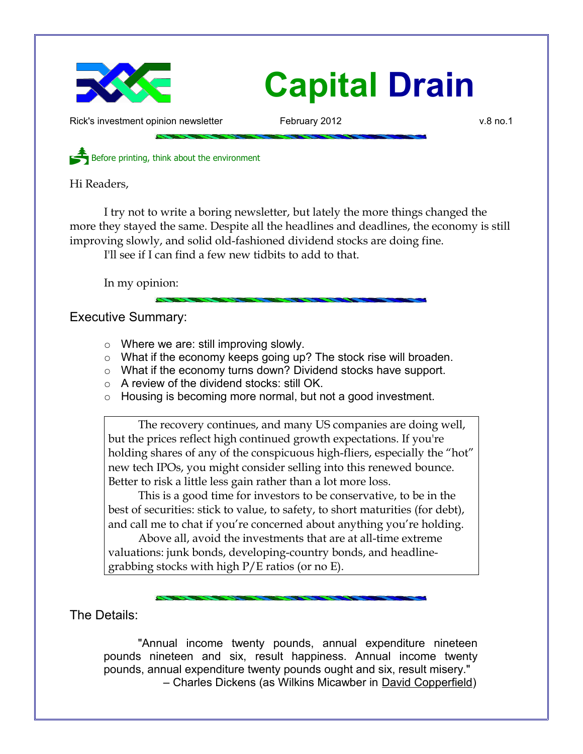# Capital Drain

Rick's investment opinion newsletter February 2012 v.8 no.1

Before printing, think about the environment

Hi Readers,

I try not to write a boring newsletter, but lately the more things changed the more they stayed the same. Despite all the headlines and deadlines, the economy is still improving slowly, and solid old-fashioned dividend stocks are doing fine.

I'll see if I can find a few new tidbits to add to that.

In my opinion:

## Executive Summary:

- Where we are: still improving slowly.
- What if the economy keeps going up? The stock rise will broaden.
- What if the economy turns down? Dividend stocks have support.
- A review of the dividend stocks: still OK.
- Housing is becoming more normal, but not a good investment.

> The recovery continues, and many US companies are doing well, but the prices reflect high continued growth expectations. If you're holding shares of any of the conspicuous high-fliers, especially the "hot" new tech IPOs, you might consider selling into this renewed bounce. Better to risk a little less gain rather than a lot more loss.
>
> This is a good time for investors to be conservative, to be in the best of securities: stick to value, to safety, to short maturities (for debt), and call me to chat if you're concerned about anything you're holding.
>
> Above all, avoid the investments that are at all-time extreme valuations: junk bonds, developing-country bonds, and headline-grabbing stocks with high P/E ratios (or no E).

## The Details:

"Annual income twenty pounds, annual expenditure nineteen pounds nineteen and six, result happiness. Annual income twenty pounds, annual expenditure twenty pounds ought and six, result misery."

– Charles Dickens (as Wilkins Micawber in David Copperfield)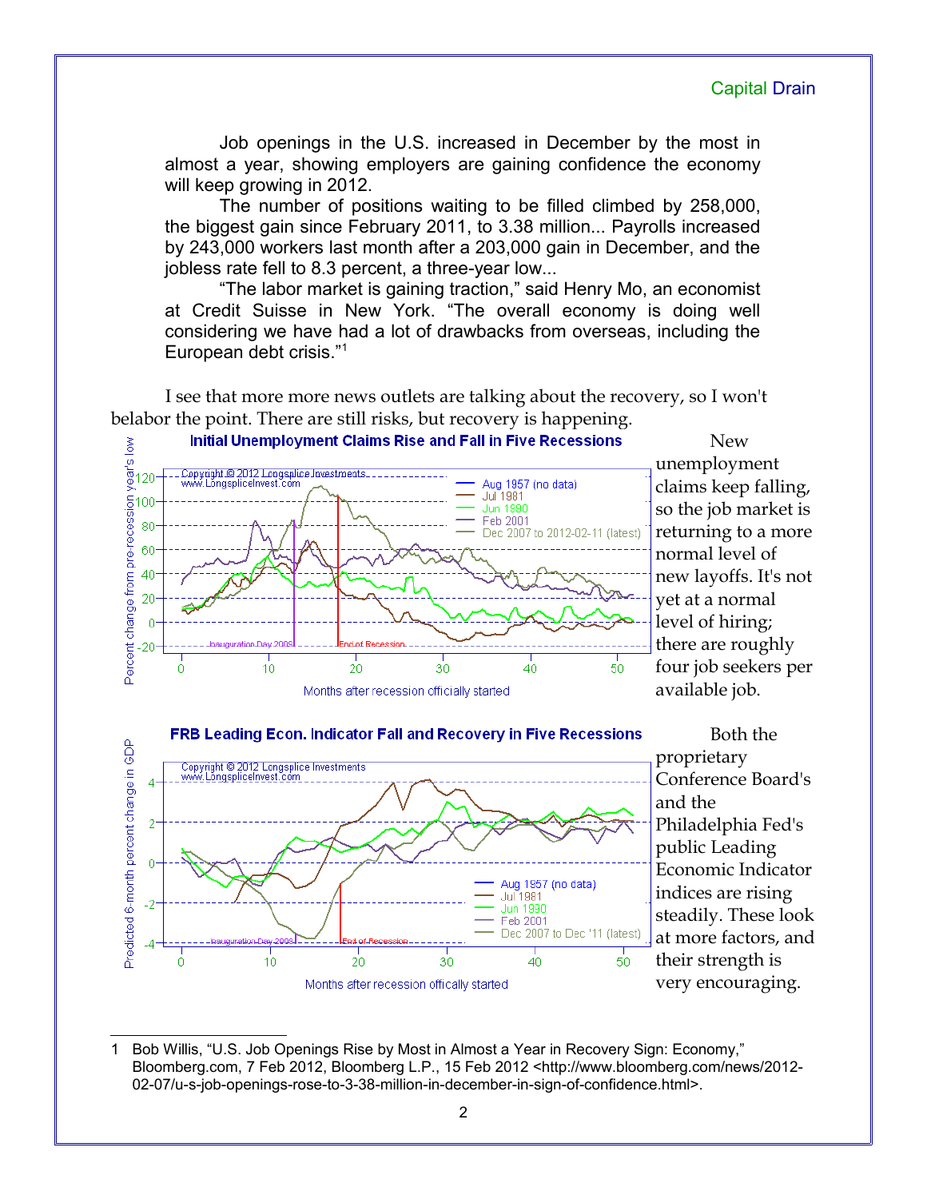> Job openings in the U.S. increased in December by the most in almost a year, showing employers are gaining confidence the economy will keep growing in 2012.
>
> The number of positions waiting to be filled climbed by 258,000, the biggest gain since February 2011, to 3.38 million... Payrolls increased by 243,000 workers last month after a 203,000 gain in December, and the jobless rate fell to 8.3 percent, a three-year low...
>
> "The labor market is gaining traction," said Henry Mo, an economist at Credit Suisse in New York. "The overall economy is doing well considering we have had a lot of drawbacks from overseas, including the European debt crisis."[1]

I see that more more news outlets are talking about the recovery, so I won't belabor the point. There are still risks, but recovery is happening.

**Initial Unemployment Claims Rise and Fall in Five Recessions**

Copyright © 2012 Longsplice Investments
www.LongspliceInvest.com

Legend: Aug 1957 (no data); Jul 1981; Jun 1990; Feb 2001; Dec 2007 to 2012-02-11 (latest)

Y-axis: Percent change from pre-recession year's low. X-axis: Months after recession officially started. Markers: Inauguration Day 2009; End of Recession.

New unemployment claims keep falling, so the job market is returning to a more normal level of new layoffs. It's not yet at a normal level of hiring; there are roughly four job seekers per available job.

**FRB Leading Econ. Indicator Fall and Recovery in Five Recessions**

Copyright © 2012 Longsplice Investments
www.LongspliceInvest.com

Legend: Aug 1957 (no data); Jul 1981; Jun 1990; Feb 2001; Dec 2007 to Dec '11 (latest)

Y-axis: Predicted 6-month percent change in GDP. X-axis: Months after recession offically started. Markers: Inauguration Day 2009; End of Recession.

Both the proprietary Conference Board's and the Philadelphia Fed's public Leading Economic Indicator indices are rising steadily. These look at more factors, and their strength is very encouraging.

---

1 Bob Willis, "U.S. Job Openings Rise by Most in Almost a Year in Recovery Sign: Economy," Bloomberg.com, 7 Feb 2012, Bloomberg L.P., 15 Feb 2012 <http://www.bloomberg.com/news/2012-02-07/u-s-job-openings-rose-to-3-38-million-in-december-in-sign-of-confidence.html>.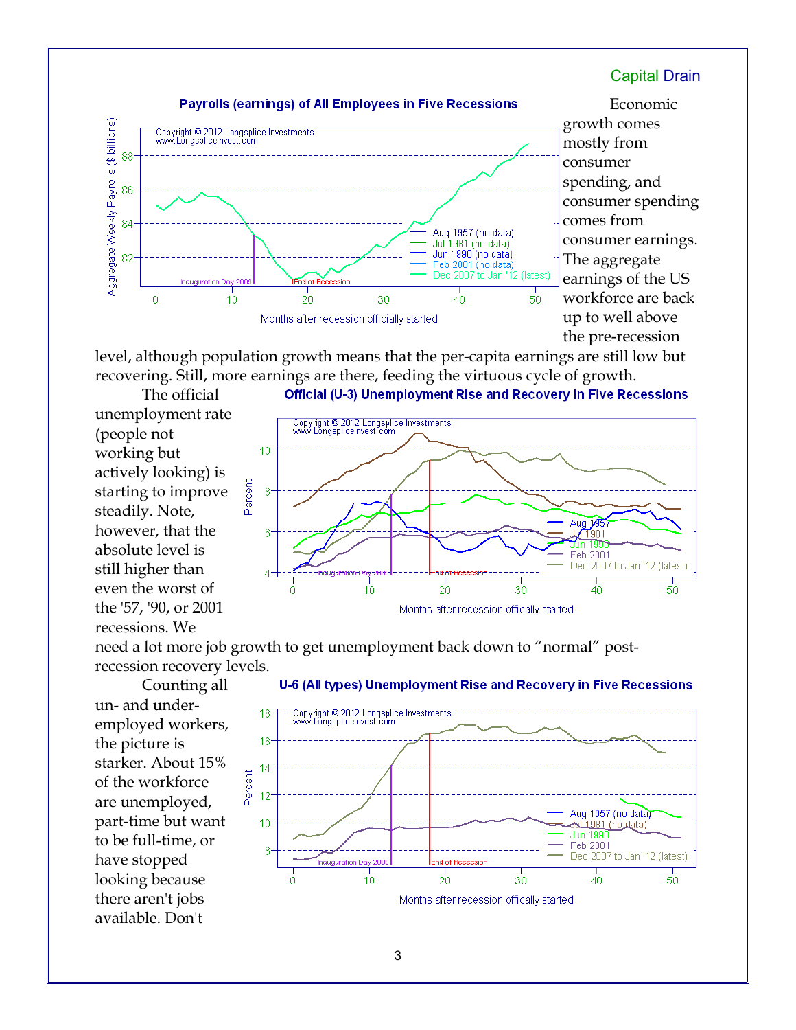Payrolls (earnings) of All Employees in Five Recessions

Economic growth comes mostly from consumer spending, and consumer spending comes from consumer earnings. The aggregate earnings of the US workforce are back up to well above the pre-recession level, although population growth means that the per-capita earnings are still low but recovering. Still, more earnings are there, feeding the virtuous cycle of growth.

Official (U-3) Unemployment Rise and Recovery in Five Recessions

The official unemployment rate (people not working but actively looking) is starting to improve steadily. Note, however, that the absolute level is still higher than even the worst of the '57, '90, or 2001 recessions. We need a lot more job growth to get unemployment back down to "normal" post-recession recovery levels.

U-6 (All types) Unemployment Rise and Recovery in Five Recessions

Counting all un- and under-employed workers, the picture is starker. About 15% of the workforce are unemployed, part-time but want to be full-time, or have stopped looking because there aren't jobs available. Don't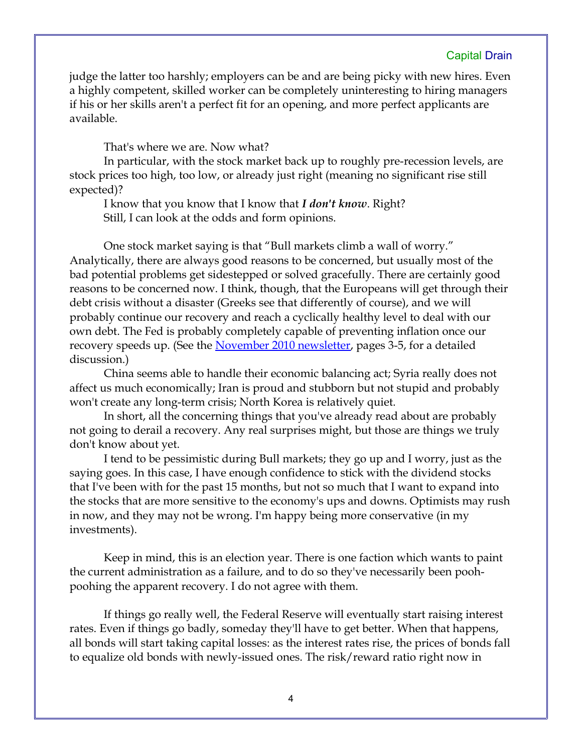judge the latter too harshly; employers can be and are being picky with new hires. Even a highly competent, skilled worker can be completely uninteresting to hiring managers if his or her skills aren't a perfect fit for an opening, and more perfect applicants are available.

That's where we are. Now what?

In particular, with the stock market back up to roughly pre-recession levels, are stock prices too high, too low, or already just right (meaning no significant rise still expected)?

I know that you know that I know that ***I don't know***. Right?

Still, I can look at the odds and form opinions.

One stock market saying is that "Bull markets climb a wall of worry." Analytically, there are always good reasons to be concerned, but usually most of the bad potential problems get sidestepped or solved gracefully. There are certainly good reasons to be concerned now. I think, though, that the Europeans will get through their debt crisis without a disaster (Greeks see that differently of course), and we will probably continue our recovery and reach a cyclically healthy level to deal with our own debt. The Fed is probably completely capable of preventing inflation once our recovery speeds up. (See the November 2010 newsletter, pages 3-5, for a detailed discussion.)

China seems able to handle their economic balancing act; Syria really does not affect us much economically; Iran is proud and stubborn but not stupid and probably won't create any long-term crisis; North Korea is relatively quiet.

In short, all the concerning things that you've already read about are probably not going to derail a recovery. Any real surprises might, but those are things we truly don't know about yet.

I tend to be pessimistic during Bull markets; they go up and I worry, just as the saying goes. In this case, I have enough confidence to stick with the dividend stocks that I've been with for the past 15 months, but not so much that I want to expand into the stocks that are more sensitive to the economy's ups and downs. Optimists may rush in now, and they may not be wrong. I'm happy being more conservative (in my investments).

Keep in mind, this is an election year. There is one faction which wants to paint the current administration as a failure, and to do so they've necessarily been pooh-poohing the apparent recovery. I do not agree with them.

If things go really well, the Federal Reserve will eventually start raising interest rates. Even if things go badly, someday they'll have to get better. When that happens, all bonds will start taking capital losses: as the interest rates rise, the prices of bonds fall to equalize old bonds with newly-issued ones. The risk/reward ratio right now in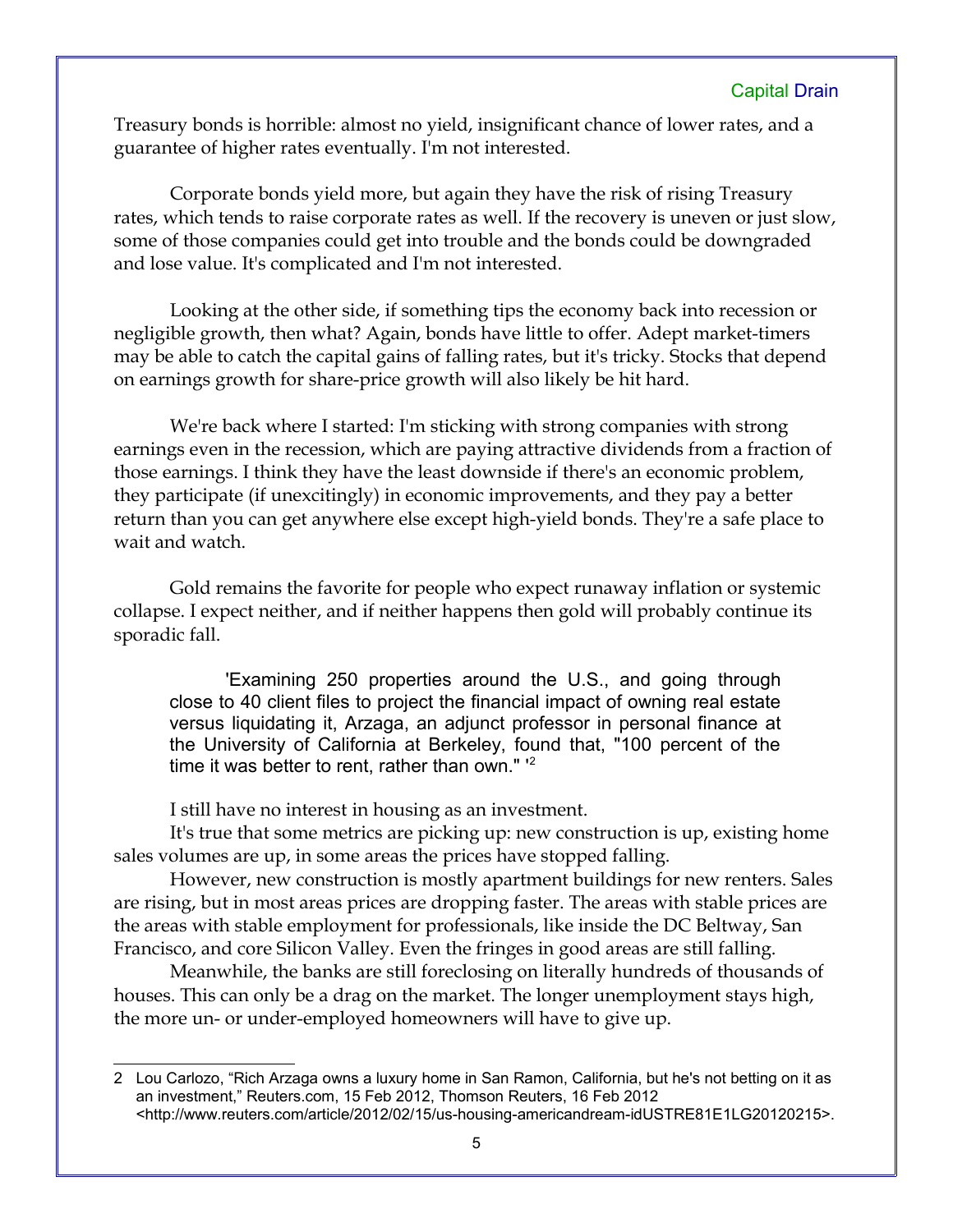Treasury bonds is horrible: almost no yield, insignificant chance of lower rates, and a guarantee of higher rates eventually. I'm not interested.

Corporate bonds yield more, but again they have the risk of rising Treasury rates, which tends to raise corporate rates as well. If the recovery is uneven or just slow, some of those companies could get into trouble and the bonds could be downgraded and lose value. It's complicated and I'm not interested.

Looking at the other side, if something tips the economy back into recession or negligible growth, then what? Again, bonds have little to offer. Adept market-timers may be able to catch the capital gains of falling rates, but it's tricky. Stocks that depend on earnings growth for share-price growth will also likely be hit hard.

We're back where I started: I'm sticking with strong companies with strong earnings even in the recession, which are paying attractive dividends from a fraction of those earnings. I think they have the least downside if there's an economic problem, they participate (if unexcitingly) in economic improvements, and they pay a better return than you can get anywhere else except high-yield bonds. They're a safe place to wait and watch.

Gold remains the favorite for people who expect runaway inflation or systemic collapse. I expect neither, and if neither happens then gold will probably continue its sporadic fall.

> 'Examining 250 properties around the U.S., and going through close to 40 client files to project the financial impact of owning real estate versus liquidating it, Arzaga, an adjunct professor in personal finance at the University of California at Berkeley, found that, "100 percent of the time it was better to rent, rather than own." '[2]

I still have no interest in housing as an investment.

It's true that some metrics are picking up: new construction is up, existing home sales volumes are up, in some areas the prices have stopped falling.

However, new construction is mostly apartment buildings for new renters. Sales are rising, but in most areas prices are dropping faster. The areas with stable prices are the areas with stable employment for professionals, like inside the DC Beltway, San Francisco, and core Silicon Valley. Even the fringes in good areas are still falling.

Meanwhile, the banks are still foreclosing on literally hundreds of thousands of houses. This can only be a drag on the market. The longer unemployment stays high, the more un- or under-employed homeowners will have to give up.

---

2 Lou Carlozo, "Rich Arzaga owns a luxury home in San Ramon, California, but he's not betting on it as an investment," Reuters.com, 15 Feb 2012, Thomson Reuters, 16 Feb 2012 <http://www.reuters.com/article/2012/02/15/us-housing-americandream-idUSTRE81E1LG20120215>.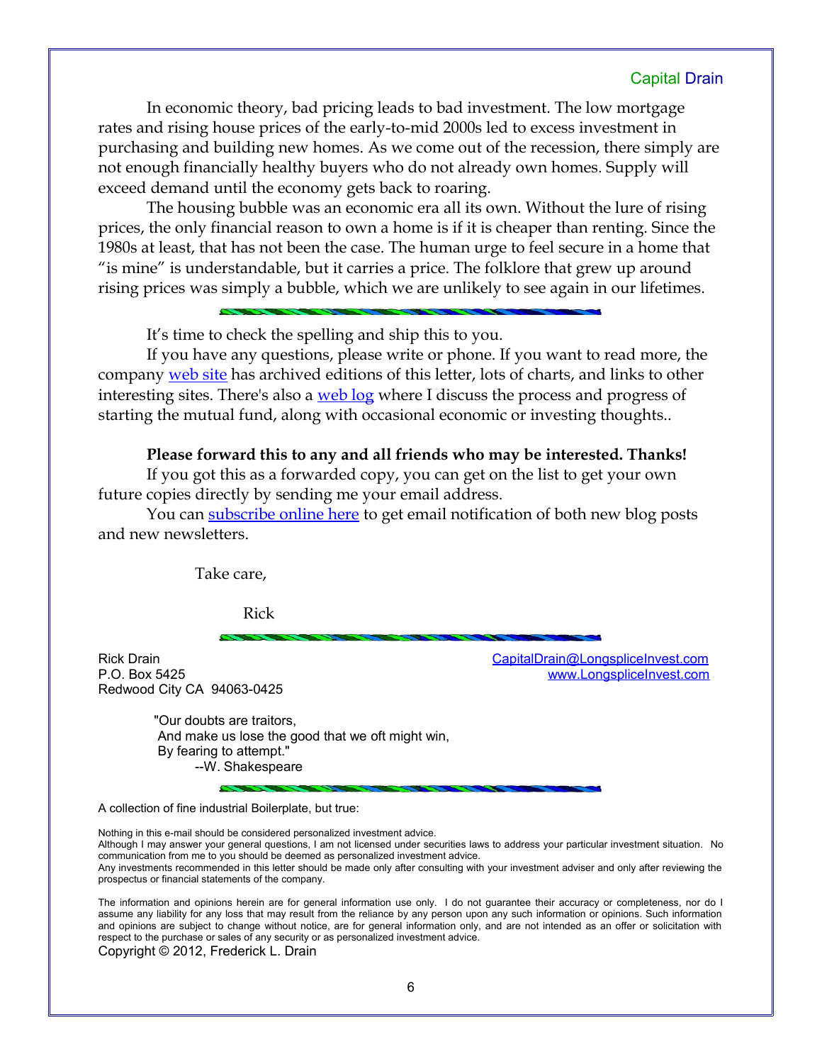In economic theory, bad pricing leads to bad investment. The low mortgage rates and rising house prices of the early-to-mid 2000s led to excess investment in purchasing and building new homes. As we come out of the recession, there simply are not enough financially healthy buyers who do not already own homes. Supply will exceed demand until the economy gets back to roaring.

The housing bubble was an economic era all its own. Without the lure of rising prices, the only financial reason to own a home is if it is cheaper than renting. Since the 1980s at least, that has not been the case. The human urge to feel secure in a home that "is mine" is understandable, but it carries a price. The folklore that grew up around rising prices was simply a bubble, which we are unlikely to see again in our lifetimes.

---

It's time to check the spelling and ship this to you.

If you have any questions, please write or phone. If you want to read more, the company web site has archived editions of this letter, lots of charts, and links to other interesting sites. There's also a web log where I discuss the process and progress of starting the mutual fund, along with occasional economic or investing thoughts..

**Please forward this to any and all friends who may be interested. Thanks!**

If you got this as a forwarded copy, you can get on the list to get your own future copies directly by sending me your email address.

You can subscribe online here to get email notification of both new blog posts and new newsletters.

Take care,

Rick

---

Rick Drain
P.O. Box 5425
Redwood City CA 94063-0425

CapitalDrain@LongspliceInvest.com
www.LongspliceInvest.com

"Our doubts are traitors,
And make us lose the good that we oft might win,
By fearing to attempt."
--W. Shakespeare

---

A collection of fine industrial Boilerplate, but true:

Nothing in this e-mail should be considered personalized investment advice.
Although I may answer your general questions, I am not licensed under securities laws to address your particular investment situation. No communication from me to you should be deemed as personalized investment advice.
Any investments recommended in this letter should be made only after consulting with your investment adviser and only after reviewing the prospectus or financial statements of the company.

The information and opinions herein are for general information use only. I do not guarantee their accuracy or completeness, nor do I assume any liability for any loss that may result from the reliance by any person upon any such information or opinions. Such information and opinions are subject to change without notice, are for general information only, and are not intended as an offer or solicitation with respect to the purchase or sales of any security or as personalized investment advice.

Copyright © 2012, Frederick L. Drain